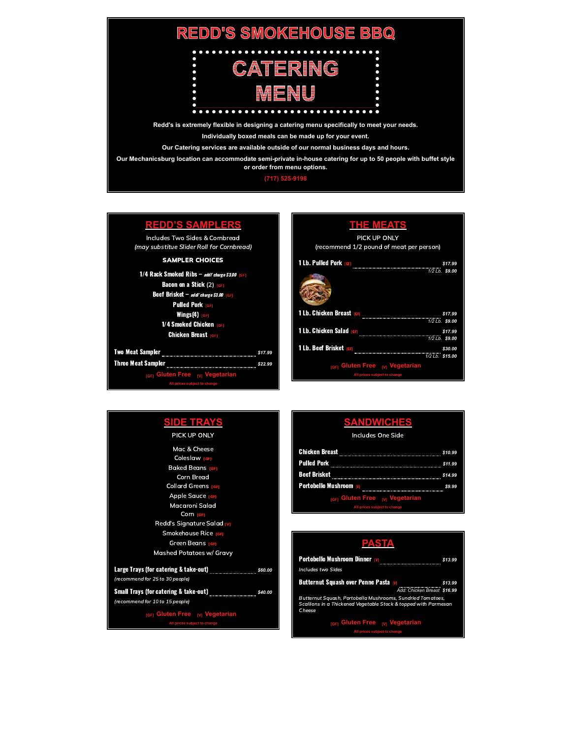# REDD'S SMOKEHOUSE BBQ

# CATERING MENU

**Redd's is extremely flexible in designing a catering menu specifically to meet your needs.**

**Individually boxed meals can be made up for your event.**

**Our Catering services are available outside of our normal business days and hours.**

**Our Mechanicsburg location can accommodate semi-private in-house catering for up to 50 people with buffet style or order from menu options.**

(717) 525-9198

## REDD'S SAMPLERS

Includes Two Sides & Cornbread

*(may substitue Slider Roll for Cornbread)*

**SAMPLER CHOICES**

- **1/4 Rack Smoked Ribs** – *add'l charge $3.00* [GF]
- **Bacon on a Stick** (2) [GF]
- **Beef Brisket** – *add'l charge $3.00* [GF]
- **Pulled Pork** [GF]
- **Wings(4)** [GF]
- **1/4 Smoked Chicken** [GF]
- **Chicken Breast** [GF]

| Item | Price |
|---|---|
| **Two Meat Sampler** | $17.99 |
| **Three Meat Sampler** | $22.99 |

[GF] Gluten Free [V] Vegetarian

All prices subject to change

## THE MEATS

PICK UP ONLY

(recommend 1/2 pound of meat per person)

| Item | 1 Lb. | 1/2 Lb. |
|---|---|---|
| **1 Lb. Pulled Pork** [GF] | $17.99 | $9.00 |
| **1 Lb. Chicken Breast** [GF] | $17.99 | $9.00 |
| **1 Lb. Chicken Salad** [GF] | $17.99 | $9.00 |
| **1 Lb. Beef Brisket** [GF] | $30.00 | $15.00 |

[GF] Gluten Free [V] Vegetarian

All prices subject to change

## SIDE TRAYS

PICK UP ONLY

- Mac & Cheese
- Coleslaw [GF]
- Baked Beans [GF]
- Corn Bread
- Collard Greens [GF]
- Apple Sauce [GF]
- Macaroni Salad
- Corn [GF]
- Redd's Signature Salad [V]
- Smokehouse Rice [GF]
- Green Beans [GF]
- Mashed Potatoes w/ Gravy

| Item | Price |
|---|---|
| **Large Trays (for catering & take-out)** *(recommend for 25 to 30 people)* | $60.00 |
| **Small Trays (for catering & take-out)** *(recommend for 10 to 15 people)* | $40.00 |

[GF] Gluten Free [V] Vegetarian

All prices subject to change

## SANDWICHES

Includes One Side

| Item | Price |
|---|---|
| **Chicken Breast** | $10.99 |
| **Pulled Pork** | $11.99 |
| **Beef Brisket** | $14.99 |
| **Portobello Mushroom** [V] | $9.99 |

[GF] Gluten Free [V] Vegetarian

All prices subject to change

## PASTA

**Portobello Mushroom Dinner** [V] ........ $13.99

*Includes two Sides*

**Butternut Squash over Penne Pasta** [V] ........ $13.99

*Add: Chicken Breast* $16.99

*Butternut Squash, Portobella Mushrooms, Sundried Tomatoes, Scallions in a Thickened Vegetable Stock & topped with Parmesan Cheese*

[GF] Gluten Free [V] Vegetarian

All prices subject to change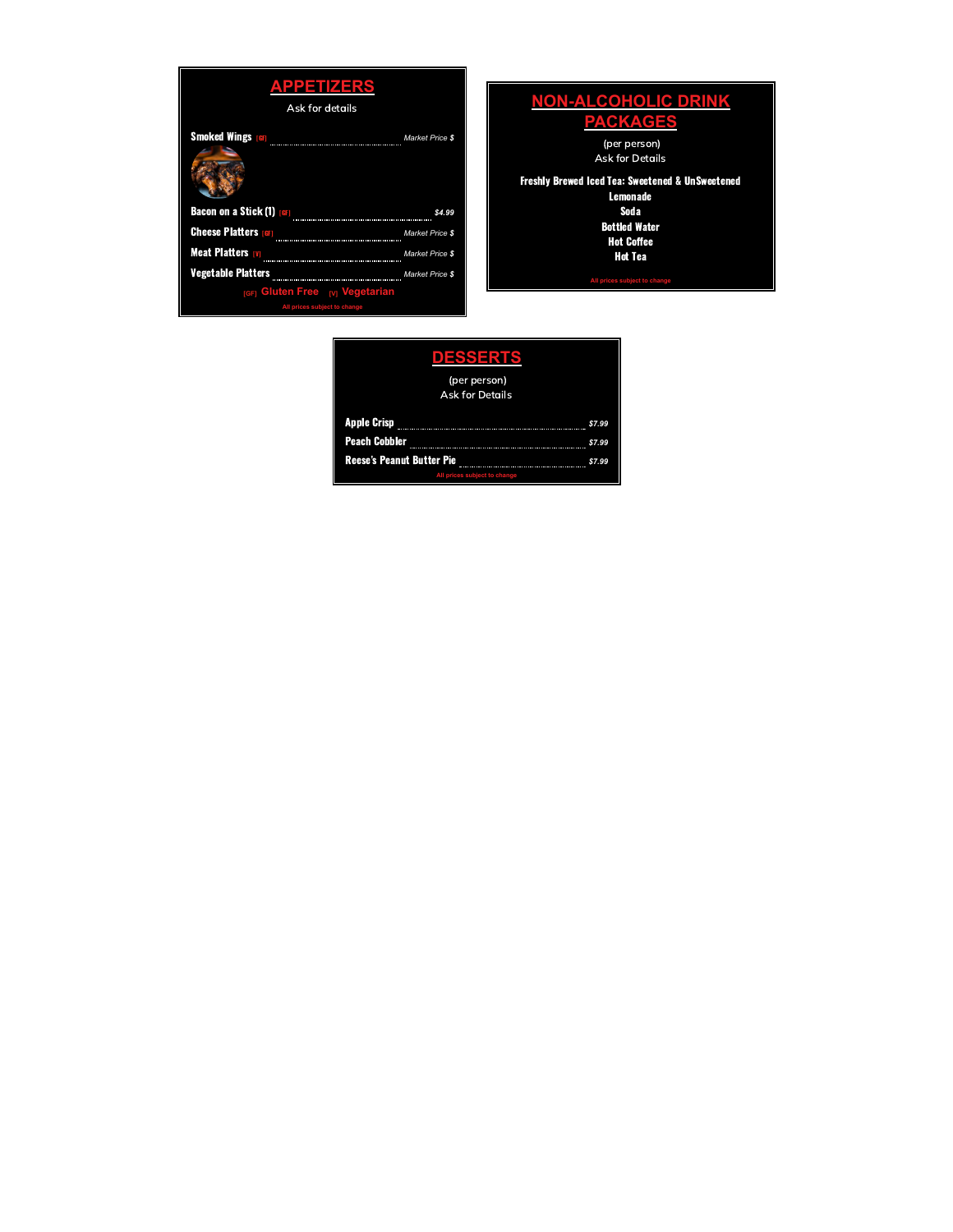## APPETIZERS

Ask for details

**Smoked Wings** [GF] ........ *Market Price $*

**Bacon on a Stick (1)** [GF] ........ *$4.99*

**Cheese Platters** [GF] ........ *Market Price $*

**Meat Platters** [V] ........ *Market Price $*

**Vegetable Platters** ........ *Market Price $*

[GF] Gluten Free [V] Vegetarian

All prices subject to change

## NON-ALCOHOLIC DRINK PACKAGES

(per person)
Ask for Details

**Freshly Brewed Iced Tea: Sweetened & UnSweetened**
**Lemonade**
**Soda**
**Bottled Water**
**Hot Coffee**
**Hot Tea**

All prices subject to change

## DESSERTS

(per person)
Ask for Details

**Apple Crisp** ........ *$7.99*

**Peach Cobbler** ........ *$7.99*

**Reese's Peanut Butter Pie** ........ *$7.99*

All prices subject to change